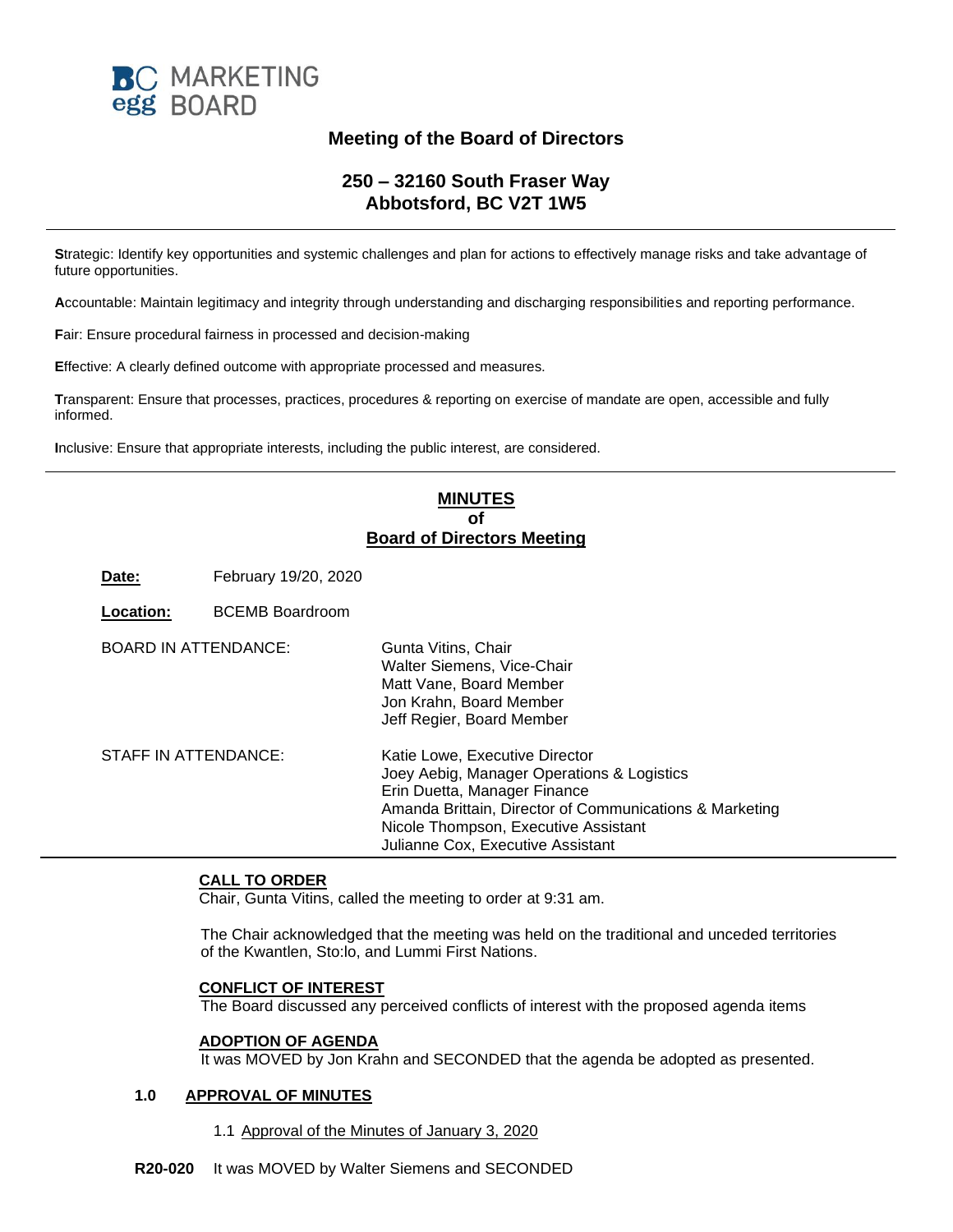BC MARKETING egg BOARD

## Meeting of the Board of Directors

### 250 – 32160 South Fraser Way
### Abbotsford, BC V2T 1W5

---

**S**trategic: Identify key opportunities and systemic challenges and plan for actions to effectively manage risks and take advantage of future opportunities.

**A**ccountable: Maintain legitimacy and integrity through understanding and discharging responsibilities and reporting performance.

**F**air: Ensure procedural fairness in processed and decision-making

**E**ffective: A clearly defined outcome with appropriate processed and measures.

**T**ransparent: Ensure that processes, practices, procedures & reporting on exercise of mandate are open, accessible and fully informed.

**I**nclusive: Ensure that appropriate interests, including the public interest, are considered.

---

## MINUTES
## of
## Board of Directors Meeting

**Date:** February 19/20, 2020

**Location:** BCEMB Boardroom

BOARD IN ATTENDANCE:
Gunta Vitins, Chair
Walter Siemens, Vice-Chair
Matt Vane, Board Member
Jon Krahn, Board Member
Jeff Regier, Board Member

STAFF IN ATTENDANCE:
Katie Lowe, Executive Director
Joey Aebig, Manager Operations & Logistics
Erin Duetta, Manager Finance
Amanda Brittain, Director of Communications & Marketing
Nicole Thompson, Executive Assistant
Julianne Cox, Executive Assistant

---

**CALL TO ORDER**
Chair, Gunta Vitins, called the meeting to order at 9:31 am.

The Chair acknowledged that the meeting was held on the traditional and unceded territories of the Kwantlen, Sto:lo, and Lummi First Nations.

**CONFLICT OF INTEREST**
The Board discussed any perceived conflicts of interest with the proposed agenda items

**ADOPTION OF AGENDA**
It was MOVED by Jon Krahn and SECONDED that the agenda be adopted as presented.

**1.0 APPROVAL OF MINUTES**

1.1 Approval of the Minutes of January 3, 2020

**R20-020** It was MOVED by Walter Siemens and SECONDED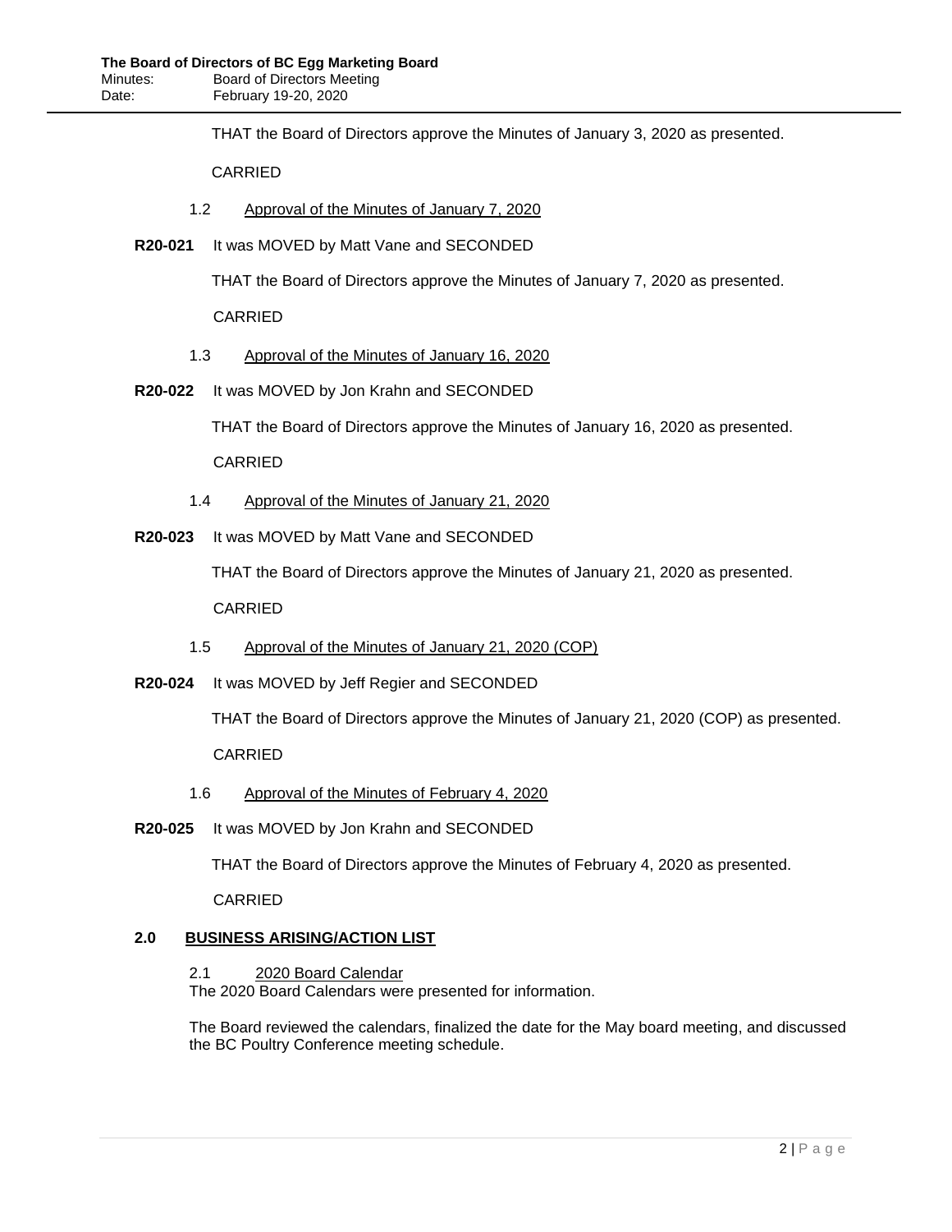THAT the Board of Directors approve the Minutes of January 3, 2020 as presented.

CARRIED

1.2 Approval of the Minutes of January 7, 2020

**R20-021** It was MOVED by Matt Vane and SECONDED

THAT the Board of Directors approve the Minutes of January 7, 2020 as presented.

CARRIED

1.3 Approval of the Minutes of January 16, 2020

**R20-022** It was MOVED by Jon Krahn and SECONDED

THAT the Board of Directors approve the Minutes of January 16, 2020 as presented.

CARRIED

1.4 Approval of the Minutes of January 21, 2020

**R20-023** It was MOVED by Matt Vane and SECONDED

THAT the Board of Directors approve the Minutes of January 21, 2020 as presented.

CARRIED

1.5 Approval of the Minutes of January 21, 2020 (COP)

**R20-024** It was MOVED by Jeff Regier and SECONDED

THAT the Board of Directors approve the Minutes of January 21, 2020 (COP) as presented.

CARRIED

1.6 Approval of the Minutes of February 4, 2020

**R20-025** It was MOVED by Jon Krahn and SECONDED

THAT the Board of Directors approve the Minutes of February 4, 2020 as presented.

CARRIED

## 2.0 BUSINESS ARISING/ACTION LIST

2.1 2020 Board Calendar

The 2020 Board Calendars were presented for information.

The Board reviewed the calendars, finalized the date for the May board meeting, and discussed the BC Poultry Conference meeting schedule.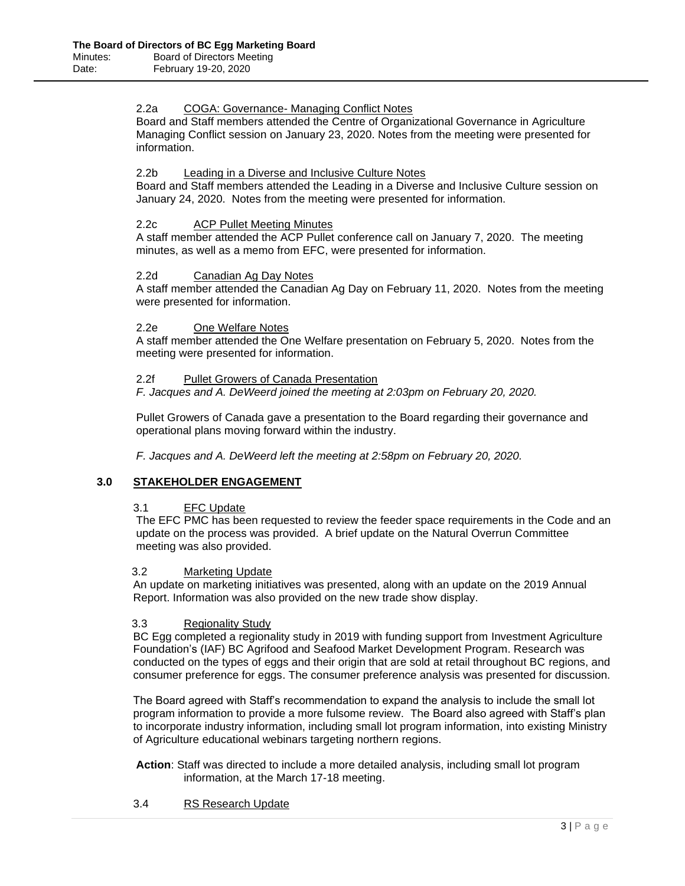2.2a COGA: Governance- Managing Conflict Notes

Board and Staff members attended the Centre of Organizational Governance in Agriculture Managing Conflict session on January 23, 2020. Notes from the meeting were presented for information.

2.2b Leading in a Diverse and Inclusive Culture Notes

Board and Staff members attended the Leading in a Diverse and Inclusive Culture session on January 24, 2020. Notes from the meeting were presented for information.

2.2c ACP Pullet Meeting Minutes

A staff member attended the ACP Pullet conference call on January 7, 2020. The meeting minutes, as well as a memo from EFC, were presented for information.

2.2d Canadian Ag Day Notes

A staff member attended the Canadian Ag Day on February 11, 2020. Notes from the meeting were presented for information.

2.2e One Welfare Notes

A staff member attended the One Welfare presentation on February 5, 2020. Notes from the meeting were presented for information.

2.2f Pullet Growers of Canada Presentation

*F. Jacques and A. DeWeerd joined the meeting at 2:03pm on February 20, 2020.*

Pullet Growers of Canada gave a presentation to the Board regarding their governance and operational plans moving forward within the industry.

*F. Jacques and A. DeWeerd left the meeting at 2:58pm on February 20, 2020.*

## 3.0 STAKEHOLDER ENGAGEMENT

3.1 EFC Update

The EFC PMC has been requested to review the feeder space requirements in the Code and an update on the process was provided. A brief update on the Natural Overrun Committee meeting was also provided.

3.2 Marketing Update

An update on marketing initiatives was presented, along with an update on the 2019 Annual Report. Information was also provided on the new trade show display.

3.3 Regionality Study

BC Egg completed a regionality study in 2019 with funding support from Investment Agriculture Foundation's (IAF) BC Agrifood and Seafood Market Development Program. Research was conducted on the types of eggs and their origin that are sold at retail throughout BC regions, and consumer preference for eggs. The consumer preference analysis was presented for discussion.

The Board agreed with Staff's recommendation to expand the analysis to include the small lot program information to provide a more fulsome review. The Board also agreed with Staff's plan to incorporate industry information, including small lot program information, into existing Ministry of Agriculture educational webinars targeting northern regions.

**Action**: Staff was directed to include a more detailed analysis, including small lot program information, at the March 17-18 meeting.

3.4 RS Research Update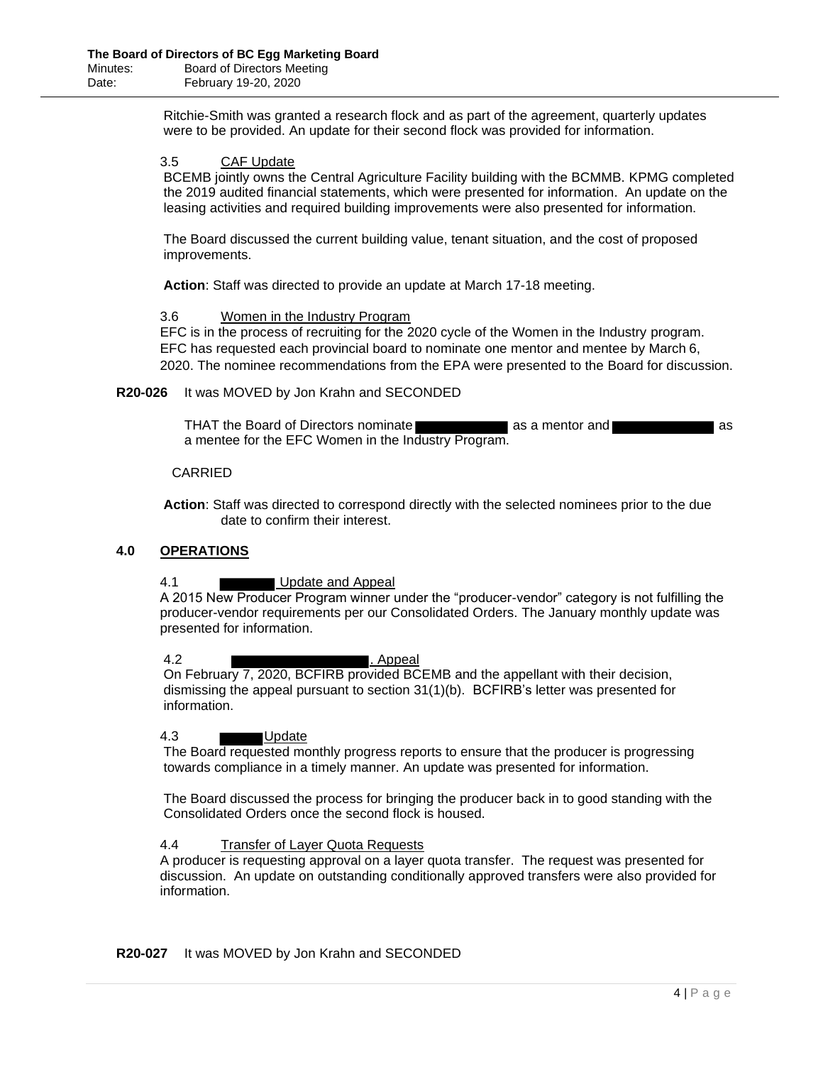Ritchie-Smith was granted a research flock and as part of the agreement, quarterly updates were to be provided. An update for their second flock was provided for information.

3.5 CAF Update

BCEMB jointly owns the Central Agriculture Facility building with the BCMMB. KPMG completed the 2019 audited financial statements, which were presented for information. An update on the leasing activities and required building improvements were also presented for information.

The Board discussed the current building value, tenant situation, and the cost of proposed improvements.

**Action**: Staff was directed to provide an update at March 17-18 meeting.

3.6 Women in the Industry Program

EFC is in the process of recruiting for the 2020 cycle of the Women in the Industry program. EFC has requested each provincial board to nominate one mentor and mentee by March 6, 2020. The nominee recommendations from the EPA were presented to the Board for discussion.

**R20-026** It was MOVED by Jon Krahn and SECONDED

THAT the Board of Directors nominate [REDACTED] as a mentor and [REDACTED] as a mentee for the EFC Women in the Industry Program.

CARRIED

**Action**: Staff was directed to correspond directly with the selected nominees prior to the due date to confirm their interest.

## 4.0 OPERATIONS

4.1 [REDACTED] Update and Appeal

A 2015 New Producer Program winner under the "producer-vendor" category is not fulfilling the producer-vendor requirements per our Consolidated Orders. The January monthly update was presented for information.

4.2 [REDACTED]. Appeal

On February 7, 2020, BCFIRB provided BCEMB and the appellant with their decision, dismissing the appeal pursuant to section 31(1)(b). BCFIRB's letter was presented for information.

4.3 [REDACTED] Update

The Board requested monthly progress reports to ensure that the producer is progressing towards compliance in a timely manner. An update was presented for information.

The Board discussed the process for bringing the producer back in to good standing with the Consolidated Orders once the second flock is housed.

4.4 Transfer of Layer Quota Requests

A producer is requesting approval on a layer quota transfer. The request was presented for discussion. An update on outstanding conditionally approved transfers were also provided for information.

**R20-027** It was MOVED by Jon Krahn and SECONDED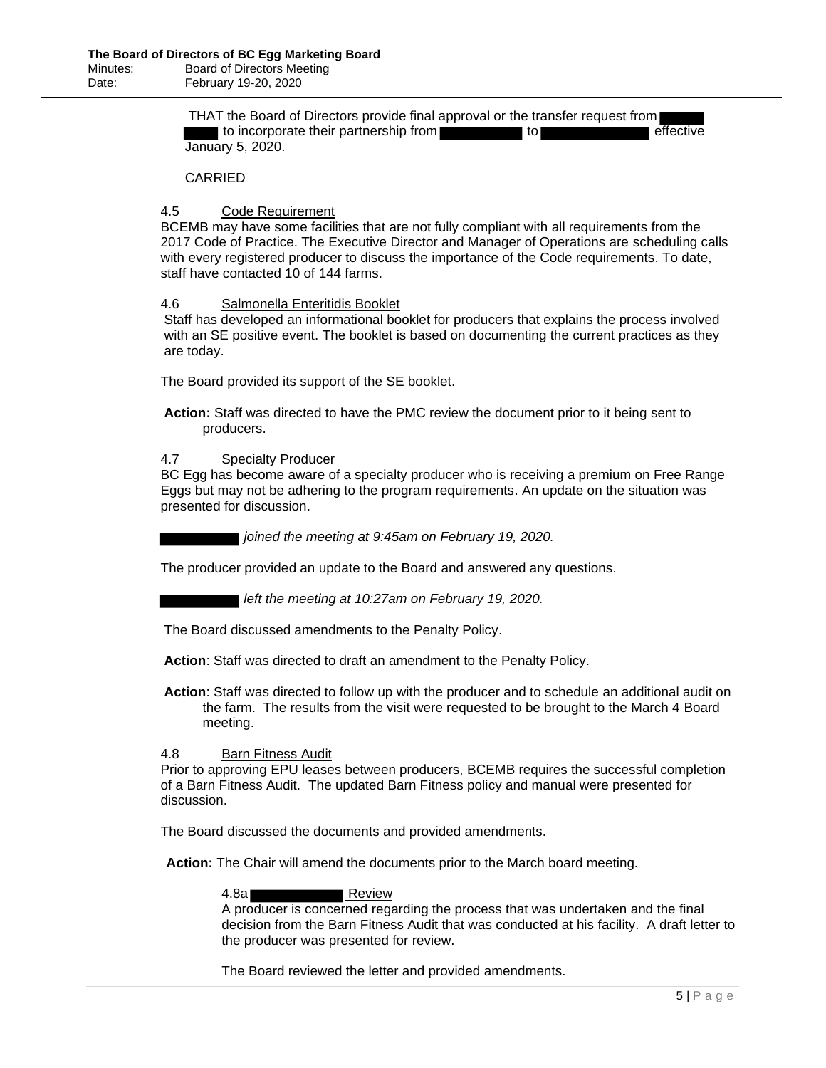THAT the Board of Directors provide final approval or the transfer request from [redacted] [redacted] to incorporate their partnership from [redacted] to [redacted] effective January 5, 2020.

CARRIED

4.5 <u>Code Requirement</u>

BCEMB may have some facilities that are not fully compliant with all requirements from the 2017 Code of Practice. The Executive Director and Manager of Operations are scheduling calls with every registered producer to discuss the importance of the Code requirements. To date, staff have contacted 10 of 144 farms.

4.6 <u>Salmonella Enteritidis Booklet</u>

Staff has developed an informational booklet for producers that explains the process involved with an SE positive event. The booklet is based on documenting the current practices as they are today.

The Board provided its support of the SE booklet.

**Action:** Staff was directed to have the PMC review the document prior to it being sent to producers.

4.7 <u>Specialty Producer</u>

BC Egg has become aware of a specialty producer who is receiving a premium on Free Range Eggs but may not be adhering to the program requirements. An update on the situation was presented for discussion.

[redacted] *joined the meeting at 9:45am on February 19, 2020.*

The producer provided an update to the Board and answered any questions.

[redacted] *left the meeting at 10:27am on February 19, 2020.*

The Board discussed amendments to the Penalty Policy.

**Action**: Staff was directed to draft an amendment to the Penalty Policy.

**Action**: Staff was directed to follow up with the producer and to schedule an additional audit on the farm. The results from the visit were requested to be brought to the March 4 Board meeting.

4.8 <u>Barn Fitness Audit</u>

Prior to approving EPU leases between producers, BCEMB requires the successful completion of a Barn Fitness Audit. The updated Barn Fitness policy and manual were presented for discussion.

The Board discussed the documents and provided amendments.

**Action:** The Chair will amend the documents prior to the March board meeting.

4.8a [redacted] <u>Review</u>

A producer is concerned regarding the process that was undertaken and the final decision from the Barn Fitness Audit that was conducted at his facility. A draft letter to the producer was presented for review.

The Board reviewed the letter and provided amendments.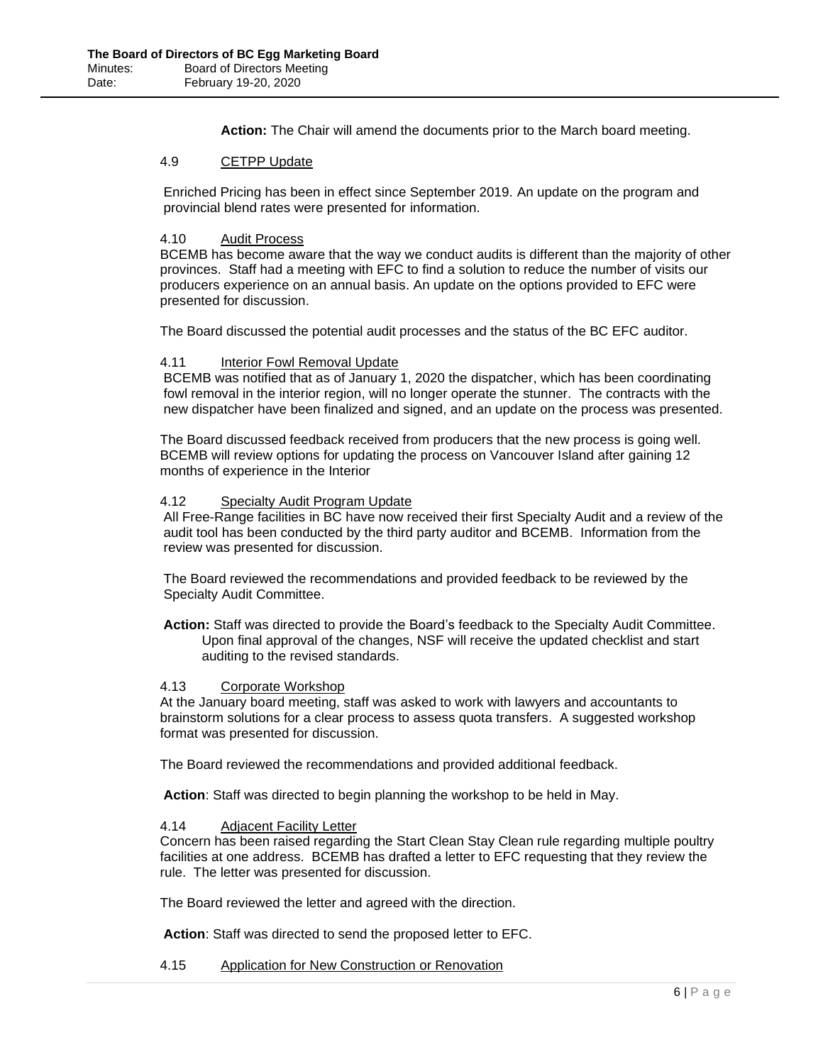**Action:** The Chair will amend the documents prior to the March board meeting.

### 4.9 CETPP Update

Enriched Pricing has been in effect since September 2019. An update on the program and provincial blend rates were presented for information.

### 4.10 Audit Process

BCEMB has become aware that the way we conduct audits is different than the majority of other provinces. Staff had a meeting with EFC to find a solution to reduce the number of visits our producers experience on an annual basis. An update on the options provided to EFC were presented for discussion.

The Board discussed the potential audit processes and the status of the BC EFC auditor.

### 4.11 Interior Fowl Removal Update

BCEMB was notified that as of January 1, 2020 the dispatcher, which has been coordinating fowl removal in the interior region, will no longer operate the stunner. The contracts with the new dispatcher have been finalized and signed, and an update on the process was presented.

The Board discussed feedback received from producers that the new process is going well. BCEMB will review options for updating the process on Vancouver Island after gaining 12 months of experience in the Interior

### 4.12 Specialty Audit Program Update

All Free-Range facilities in BC have now received their first Specialty Audit and a review of the audit tool has been conducted by the third party auditor and BCEMB. Information from the review was presented for discussion.

The Board reviewed the recommendations and provided feedback to be reviewed by the Specialty Audit Committee.

**Action:** Staff was directed to provide the Board's feedback to the Specialty Audit Committee. Upon final approval of the changes, NSF will receive the updated checklist and start auditing to the revised standards.

### 4.13 Corporate Workshop

At the January board meeting, staff was asked to work with lawyers and accountants to brainstorm solutions for a clear process to assess quota transfers. A suggested workshop format was presented for discussion.

The Board reviewed the recommendations and provided additional feedback.

**Action**: Staff was directed to begin planning the workshop to be held in May.

### 4.14 Adjacent Facility Letter

Concern has been raised regarding the Start Clean Stay Clean rule regarding multiple poultry facilities at one address. BCEMB has drafted a letter to EFC requesting that they review the rule. The letter was presented for discussion.

The Board reviewed the letter and agreed with the direction.

**Action**: Staff was directed to send the proposed letter to EFC.

### 4.15 Application for New Construction or Renovation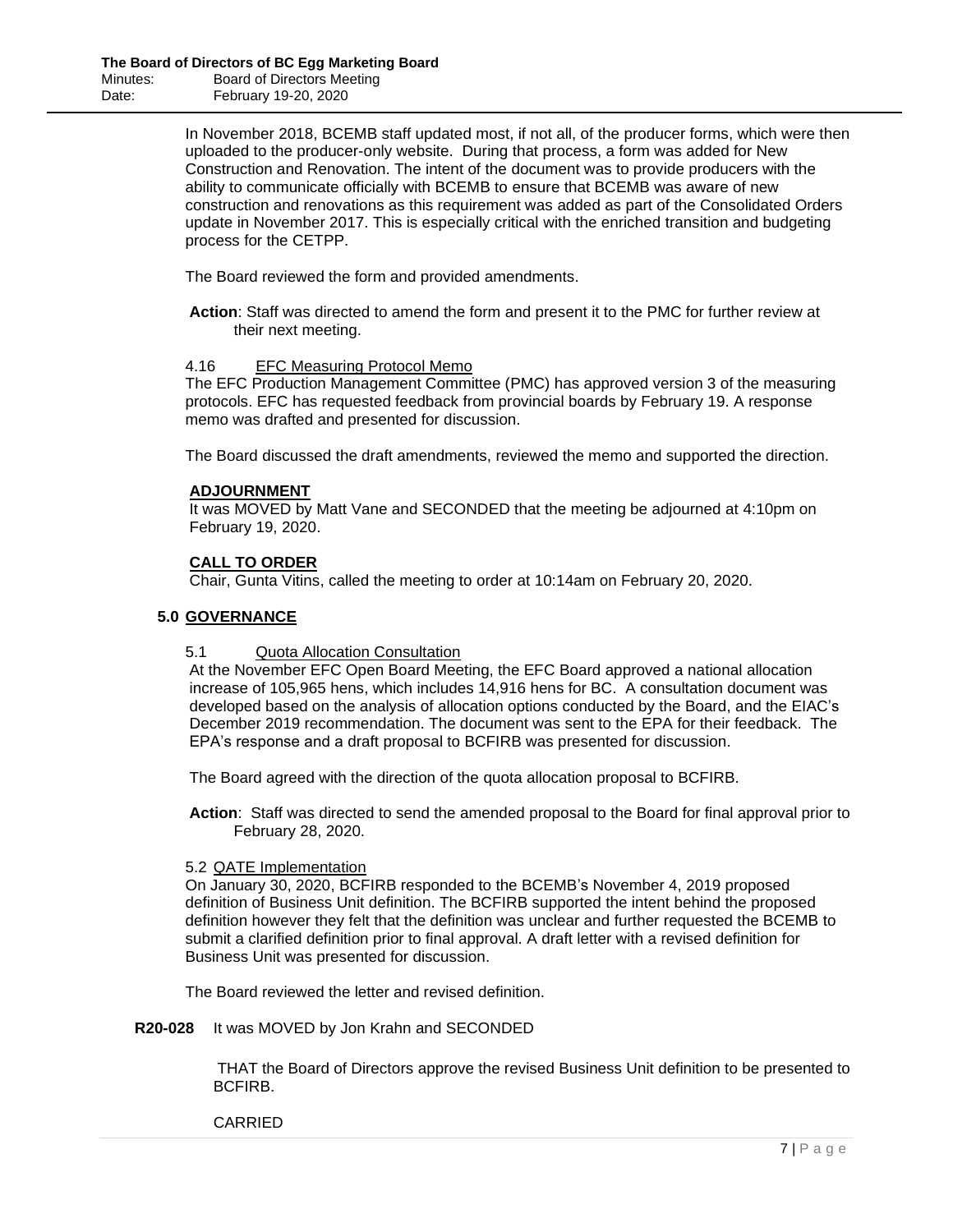In November 2018, BCEMB staff updated most, if not all, of the producer forms, which were then uploaded to the producer-only website. During that process, a form was added for New Construction and Renovation. The intent of the document was to provide producers with the ability to communicate officially with BCEMB to ensure that BCEMB was aware of new construction and renovations as this requirement was added as part of the Consolidated Orders update in November 2017. This is especially critical with the enriched transition and budgeting process for the CETPP.

The Board reviewed the form and provided amendments.

**Action**: Staff was directed to amend the form and present it to the PMC for further review at their next meeting.

4.16 EFC Measuring Protocol Memo

The EFC Production Management Committee (PMC) has approved version 3 of the measuring protocols. EFC has requested feedback from provincial boards by February 19. A response memo was drafted and presented for discussion.

The Board discussed the draft amendments, reviewed the memo and supported the direction.

**ADJOURNMENT**

It was MOVED by Matt Vane and SECONDED that the meeting be adjourned at 4:10pm on February 19, 2020.

**CALL TO ORDER**

Chair, Gunta Vitins, called the meeting to order at 10:14am on February 20, 2020.

## 5.0 GOVERNANCE

5.1 Quota Allocation Consultation

At the November EFC Open Board Meeting, the EFC Board approved a national allocation increase of 105,965 hens, which includes 14,916 hens for BC. A consultation document was developed based on the analysis of allocation options conducted by the Board, and the EIAC's December 2019 recommendation. The document was sent to the EPA for their feedback. The EPA's response and a draft proposal to BCFIRB was presented for discussion.

The Board agreed with the direction of the quota allocation proposal to BCFIRB.

**Action**: Staff was directed to send the amended proposal to the Board for final approval prior to February 28, 2020.

5.2 QATE Implementation

On January 30, 2020, BCFIRB responded to the BCEMB's November 4, 2019 proposed definition of Business Unit definition. The BCFIRB supported the intent behind the proposed definition however they felt that the definition was unclear and further requested the BCEMB to submit a clarified definition prior to final approval. A draft letter with a revised definition for Business Unit was presented for discussion.

The Board reviewed the letter and revised definition.

**R20-028** It was MOVED by Jon Krahn and SECONDED

THAT the Board of Directors approve the revised Business Unit definition to be presented to BCFIRB.

CARRIED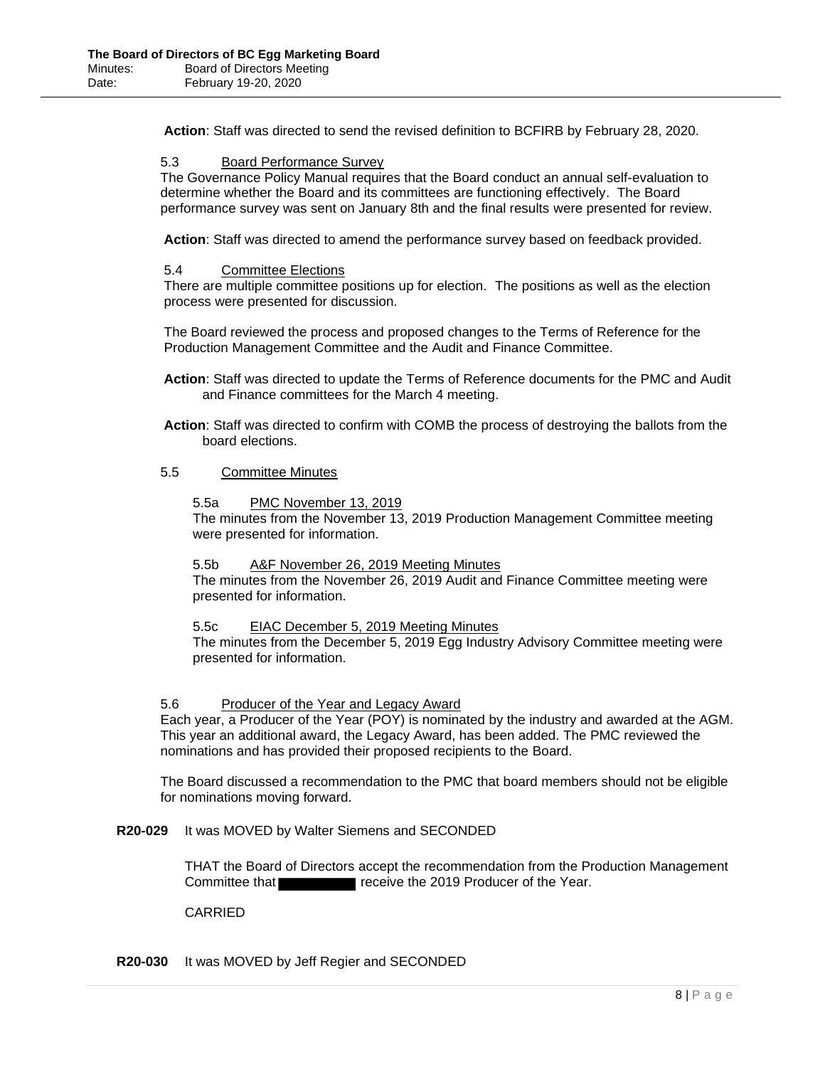**Action**: Staff was directed to send the revised definition to BCFIRB by February 28, 2020.

### 5.3 Board Performance Survey

The Governance Policy Manual requires that the Board conduct an annual self-evaluation to determine whether the Board and its committees are functioning effectively. The Board performance survey was sent on January 8th and the final results were presented for review.

**Action**: Staff was directed to amend the performance survey based on feedback provided.

### 5.4 Committee Elections

There are multiple committee positions up for election. The positions as well as the election process were presented for discussion.

The Board reviewed the process and proposed changes to the Terms of Reference for the Production Management Committee and the Audit and Finance Committee.

**Action**: Staff was directed to update the Terms of Reference documents for the PMC and Audit and Finance committees for the March 4 meeting.

**Action**: Staff was directed to confirm with COMB the process of destroying the ballots from the board elections.

### 5.5 Committee Minutes

#### 5.5a PMC November 13, 2019

The minutes from the November 13, 2019 Production Management Committee meeting were presented for information.

#### 5.5b A&F November 26, 2019 Meeting Minutes

The minutes from the November 26, 2019 Audit and Finance Committee meeting were presented for information.

#### 5.5c EIAC December 5, 2019 Meeting Minutes

The minutes from the December 5, 2019 Egg Industry Advisory Committee meeting were presented for information.

### 5.6 Producer of the Year and Legacy Award

Each year, a Producer of the Year (POY) is nominated by the industry and awarded at the AGM. This year an additional award, the Legacy Award, has been added. The PMC reviewed the nominations and has provided their proposed recipients to the Board.

The Board discussed a recommendation to the PMC that board members should not be eligible for nominations moving forward.

**R20-029** It was MOVED by Walter Siemens and SECONDED

THAT the Board of Directors accept the recommendation from the Production Management Committee that [REDACTED] receive the 2019 Producer of the Year.

CARRIED

**R20-030** It was MOVED by Jeff Regier and SECONDED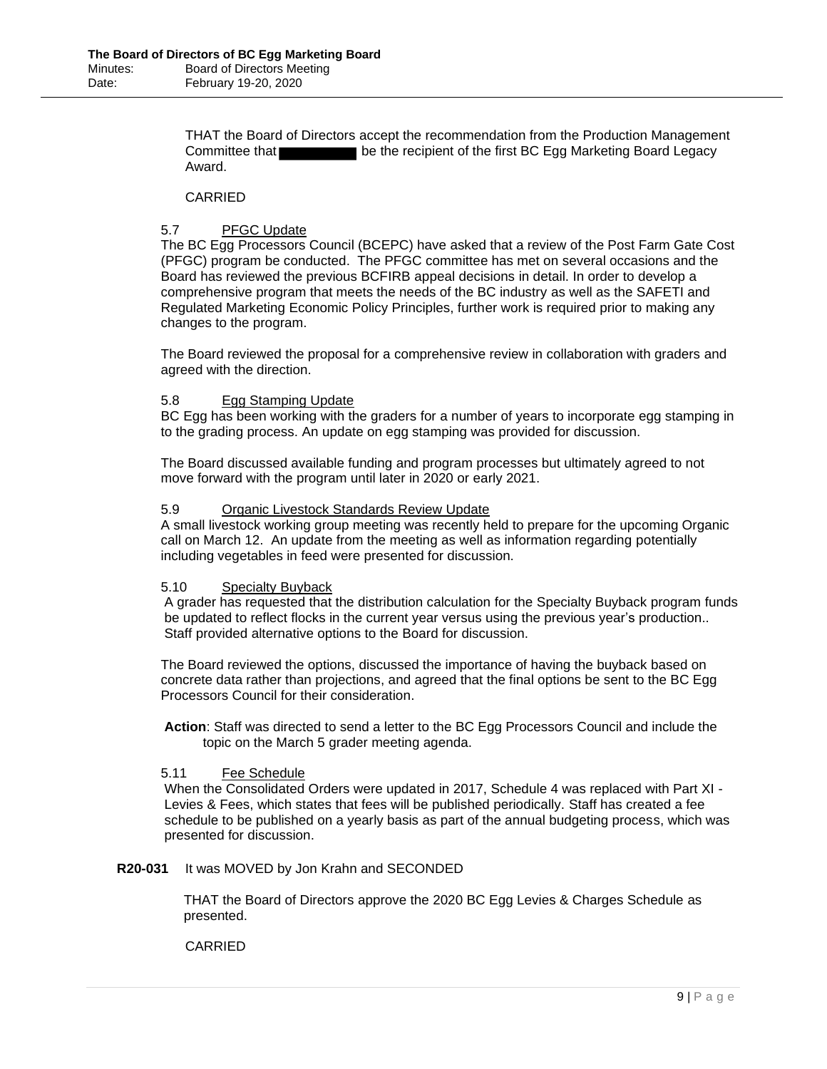THAT the Board of Directors accept the recommendation from the Production Management Committee that ██████████ be the recipient of the first BC Egg Marketing Board Legacy Award.

CARRIED

5.7 PFGC Update

The BC Egg Processors Council (BCEPC) have asked that a review of the Post Farm Gate Cost (PFGC) program be conducted. The PFGC committee has met on several occasions and the Board has reviewed the previous BCFIRB appeal decisions in detail. In order to develop a comprehensive program that meets the needs of the BC industry as well as the SAFETI and Regulated Marketing Economic Policy Principles, further work is required prior to making any changes to the program.

The Board reviewed the proposal for a comprehensive review in collaboration with graders and agreed with the direction.

5.8 Egg Stamping Update

BC Egg has been working with the graders for a number of years to incorporate egg stamping in to the grading process. An update on egg stamping was provided for discussion.

The Board discussed available funding and program processes but ultimately agreed to not move forward with the program until later in 2020 or early 2021.

5.9 Organic Livestock Standards Review Update

A small livestock working group meeting was recently held to prepare for the upcoming Organic call on March 12. An update from the meeting as well as information regarding potentially including vegetables in feed were presented for discussion.

5.10 Specialty Buyback

A grader has requested that the distribution calculation for the Specialty Buyback program funds be updated to reflect flocks in the current year versus using the previous year's production.. Staff provided alternative options to the Board for discussion.

The Board reviewed the options, discussed the importance of having the buyback based on concrete data rather than projections, and agreed that the final options be sent to the BC Egg Processors Council for their consideration.

**Action**: Staff was directed to send a letter to the BC Egg Processors Council and include the topic on the March 5 grader meeting agenda.

5.11 Fee Schedule

When the Consolidated Orders were updated in 2017, Schedule 4 was replaced with Part XI - Levies & Fees, which states that fees will be published periodically. Staff has created a fee schedule to be published on a yearly basis as part of the annual budgeting process, which was presented for discussion.

**R20-031** It was MOVED by Jon Krahn and SECONDED

THAT the Board of Directors approve the 2020 BC Egg Levies & Charges Schedule as presented.

CARRIED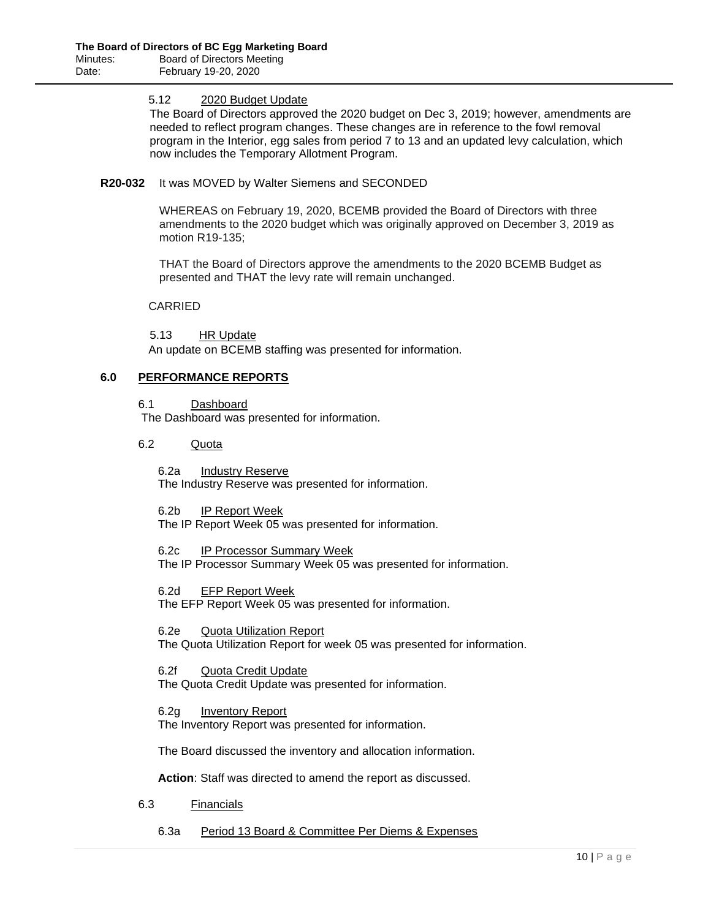5.12 2020 Budget Update

The Board of Directors approved the 2020 budget on Dec 3, 2019; however, amendments are needed to reflect program changes. These changes are in reference to the fowl removal program in the Interior, egg sales from period 7 to 13 and an updated levy calculation, which now includes the Temporary Allotment Program.

**R20-032** It was MOVED by Walter Siemens and SECONDED

WHEREAS on February 19, 2020, BCEMB provided the Board of Directors with three amendments to the 2020 budget which was originally approved on December 3, 2019 as motion R19-135;

THAT the Board of Directors approve the amendments to the 2020 BCEMB Budget as presented and THAT the levy rate will remain unchanged.

CARRIED

5.13 HR Update

An update on BCEMB staffing was presented for information.

## 6.0 PERFORMANCE REPORTS

6.1 Dashboard

The Dashboard was presented for information.

6.2 Quota

6.2a Industry Reserve

The Industry Reserve was presented for information.

6.2b IP Report Week

The IP Report Week 05 was presented for information.

6.2c IP Processor Summary Week

The IP Processor Summary Week 05 was presented for information.

6.2d EFP Report Week

The EFP Report Week 05 was presented for information.

6.2e Quota Utilization Report

The Quota Utilization Report for week 05 was presented for information.

6.2f Quota Credit Update

The Quota Credit Update was presented for information.

6.2g Inventory Report

The Inventory Report was presented for information.

The Board discussed the inventory and allocation information.

**Action**: Staff was directed to amend the report as discussed.

6.3 Financials

6.3a Period 13 Board & Committee Per Diems & Expenses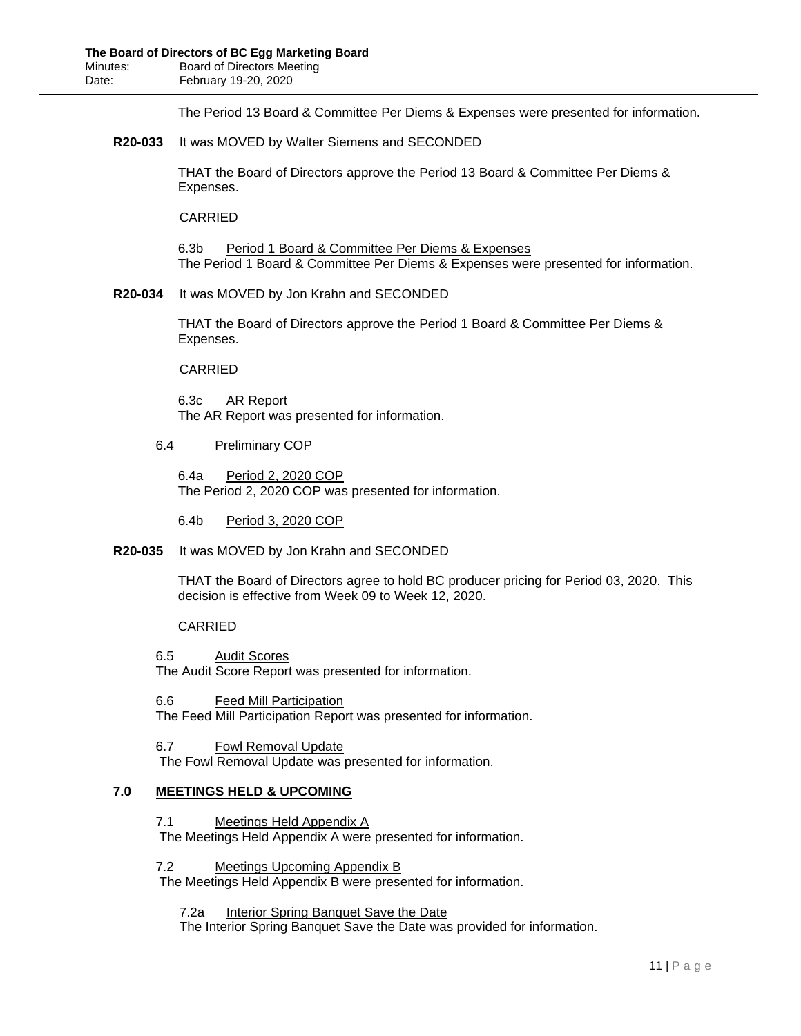The Period 13 Board & Committee Per Diems & Expenses were presented for information.

**R20-033** It was MOVED by Walter Siemens and SECONDED

THAT the Board of Directors approve the Period 13 Board & Committee Per Diems & Expenses.

CARRIED

6.3b Period 1 Board & Committee Per Diems & Expenses
The Period 1 Board & Committee Per Diems & Expenses were presented for information.

**R20-034** It was MOVED by Jon Krahn and SECONDED

THAT the Board of Directors approve the Period 1 Board & Committee Per Diems & Expenses.

CARRIED

6.3c AR Report
The AR Report was presented for information.

6.4 Preliminary COP

6.4a Period 2, 2020 COP
The Period 2, 2020 COP was presented for information.

6.4b Period 3, 2020 COP

**R20-035** It was MOVED by Jon Krahn and SECONDED

THAT the Board of Directors agree to hold BC producer pricing for Period 03, 2020. This decision is effective from Week 09 to Week 12, 2020.

CARRIED

6.5 Audit Scores
The Audit Score Report was presented for information.

6.6 Feed Mill Participation
The Feed Mill Participation Report was presented for information.

6.7 Fowl Removal Update
The Fowl Removal Update was presented for information.

## 7.0 MEETINGS HELD & UPCOMING

7.1 Meetings Held Appendix A
The Meetings Held Appendix A were presented for information.

7.2 Meetings Upcoming Appendix B
The Meetings Held Appendix B were presented for information.

7.2a Interior Spring Banquet Save the Date
The Interior Spring Banquet Save the Date was provided for information.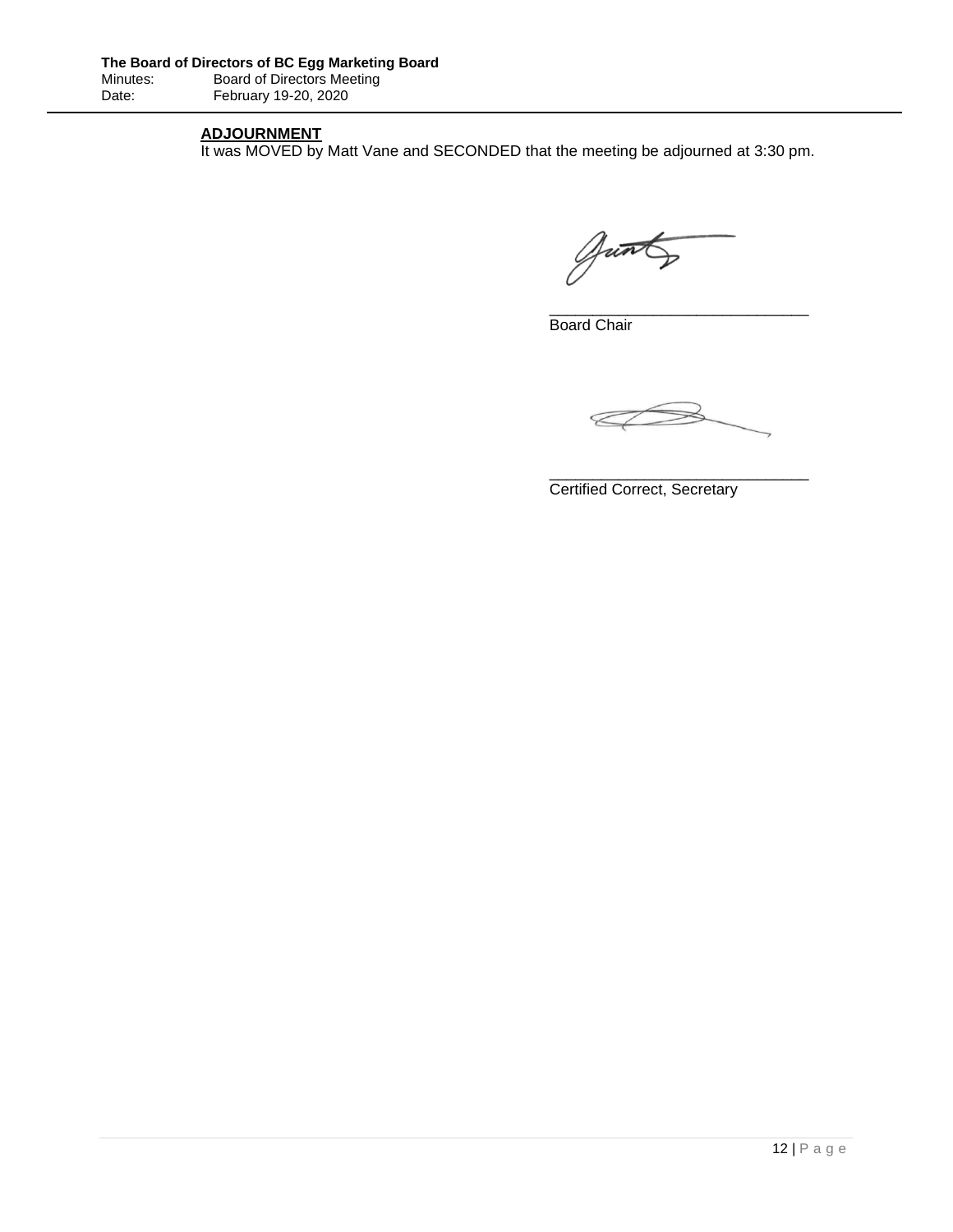**ADJOURNMENT**

It was MOVED by Matt Vane and SECONDED that the meeting be adjourned at 3:30 pm.

______________________________
Board Chair

______________________________
Certified Correct, Secretary